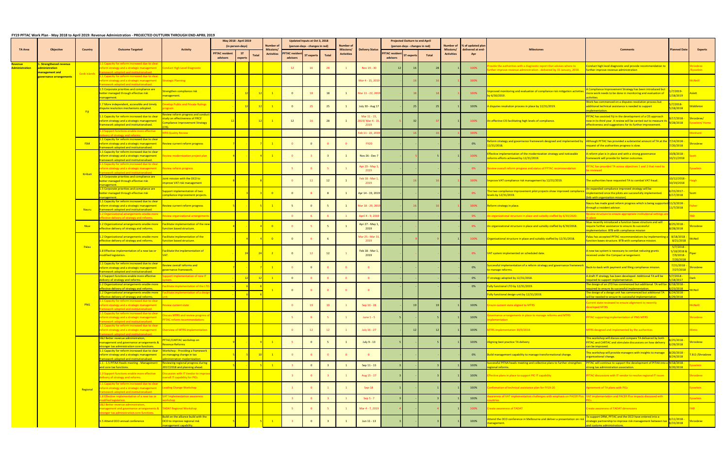# FY19 PFTAC Work Plan - May 2018 to April 2019: Revenue Administration - PROJECTED OUTTURN THROUGH END-APRIL 2019

| TA Area | Objective | Country | Outcome Targeted | Activity | May 2018 - April 2019 (in person-days) | | | Number of Missions/ Activities | Updated Inputs at Oct 3, 2018 (person-days - changes in red) | | | Number of Missions/ Activities | Delivery Status | Projected Outturn to end-April (person-days - changes in red) | | | Number of Missions/ Activities | % of updated plan delivered at end-Apr | Milestones | Comments | Planned Date | Experts |
|---|---|---|---|---|---|---|---|---|---|---|---|---|---|---|---|---|---|---|---|---|---|---|
| | | | | | PFTAC resident advisors | ST experts | Total | | PFTAC resident advisors | ST experts | Total | | | PFTAC resident advisors | ST experts | Total | | | | | | |
| Revenue Administration | 1. Strengthened revenue administration management and governance arrangements | Cook Islands | 1.1 Capacity for reform increased due to clear reform strategy and a strategic management framework adopted and institutionalised. | Conduct High Level Diagnostic | | | | | 12 | 16 | 28 | 1 | Nov 19 - 30 | 12 | 16 | 28 | 1 | 100% | Provide the authorities with a diagnostic report that advises where to further improve revenue administration - delivered by 31 January, 2018. | Conduct high level diagnostic and provide recommendation to further improve revenue administration | | Shrosbree /Eysselein |
| | | | 1.1 Capacity for reform increased due to clear reform strategy and a strategic management framework adopted and institutionalised. | Strategic Planning | | | | | | | | | Mar 4 - 15, 2019 | | 16 | 16 | 1 | 100% | | | | McNeill |
| | | Fiji | 1.5 Corporate priorities and compliance are better managed through effective risk management. | Strengthen compliance risk management. | | 12 | 12 | 1 | 0 | 18 | 18 | 1 | Mar 11 - 22, 2019 | | 18 | 18 | 1 | 100% | Improved monitoring and evaluation of compliance risk mitigation activities by 6/30/2019. | A Compliance Improvement Strategy has been introduced but more work needs to be done in monitoring and evaluation of activities. | 1/7/2019-1/18/2019 | Aslett |
| | | | 1.7 More independent, accessible and timely dispute resolution mechanisms adopted. | Develop Public and Private Rulings program | | 12 | 12 | 1 | 0 | 25 | 25 | 1 | July 30 - Aug 17 | | 25 | 25 | 1 | 100% | A disputes resolution process in place by 12/31/2019. | Work has commenced on a disputes resolution process but additional technical assistance is needed to support implementation. | 5/7/2018-5/18/2018 | Middleton |
| | | | 1.1 Capacity for reform increased due to clear reform strategy and a strategic management framework adopted and institutionalised. | Review reform progress and conduct study on effectiveness of FRCS' Compliance Improvement Strategy (CIS). | 12 | | 12 | 1 | 12 | 16 | 28 | 1 | Mar 11 - 15, 2019/ Mar 4 - 15, 2019 | 5 | 32 | 37 | 1 | 100% | An effective CIS facilitating high levels of compliance. | PFTAC has assisted Fiji in the development of a CIS approach now in its third year. A review will be carried out to measure its effectiveness and suggestions for its further improvement. | 9/17/2018 - 9/28/2018 | Shrosbree/ Eysselein/ Home |
| | | | 1.3 Support functions enable more effective delivery of strategy and reforms. | NTIS Quality Review | | | | | | | | | Feb 11 - 22, 2019 | | 16 | 16 | 1 | 100% | | | | Menhardt |
| | | FSM | 1.1 Capacity for reform increased due to clear reform strategy and a strategic management framework adopted and institutionalised. | Review current reform progress | 7 | | 7 | 1 | 0 | 0 | 0 | 0 | FY20 | - | - | - | | 0% | Reform strategy and governance framework designed and implemented by 12/31/2018. | Although PFTAC has provided a substantial amount of TA at the request of the authorities progress is slow. | 7/14/2018 - 7/20/2018 | Shrosbree |
| | | Kiribati | 1.1 Capacity for reform increased due to clear reform strategy and a strategic management framework adopted and institutionalised. | Review modernization project plan | 4 | | 4 | 1 | 0 | 3 | 3 | 1 | Nov 26 - Dec 7 | | 5 | 5 | 1 | 100% | Effective implementation of the modernization strategy and noticeable reforms efforts achieved by 12/31/2019. | A reform plan is in place and with a strong governance framework will provide for better outcomes. | 10/8/2018 - 10/11/2018 | Scott |
| | | | 1.1 Capacity for reform increased due to clear reform strategy and a strategic management framework adopted and institutionalised. | Review reform progress | | | | | 5 | 0 | 5 | 1 | Apr 29 - May 3, 2019 | - | - | - | | 0% | Review overall reform progress and status of PFTAC recommendation | PFTAC has provided TA across objectives 1 and 2 that need to be reviewed | | Eysselein |
| | | | 1.5 Corporate priorities and compliance are better managed through effective risk management. | Joint mission with the OCO to improve VAT risk management | 8 | | 8 | | 0 | 12 | 12 | 1 | Feb 18 - Mar 1, 2019 | | 16 | 16 | 1 | 100% | Improve VAT compliance risk management by 12/31/2019. | The authorities have requested TA to combat VAT fraud. | 10/12/2018 - 10/19/2018 | Haigh |
| | | | 1.5 Corporate priorities and compliance are better managed through effective risk management. | Support implementation of two compliance improvement projects. | | 3 | 3 | 0 | 0 | 8 | 8 | 1 | Apr 14 - 19, 2019 | - | - | - | | 0% | The two compliance improvement pilot projects show improved compliance levels by 12/31/2019. | An expanded compliance improved strategy will be implemented once the pilots are successfully implemented. (btb with organization mission) | 6/15/2017 - 6/17/2018 | Scott |
| | | Nauru | 1.1 Capacity for reform increased due to clear reform strategy and a strategic management framework adopted and institutionalised. | Review current reform progress | 5 | | 5 | 1 | 5 | 0 | 5 | 1 | Mar 18 - 29, 2019 | | 16 | 16 | 1 | 100% | Reform strategy in place. | Nauru has made good reform progress which is being supported through a resident advisor. | 11/3/2018 - 11/7/2018 | Fisher |
| | | | 1.2 Organizational arrangements enable more effective delivery of strategy and reforms. | Review organizational arrangements | | | | | 0 | 6 | 6 | 1 | April 4 - 9, 2019 | - | - | - | | 0% | An organizational structure in place and suitably staffed by 6/30/2020. | Review structure to ensure appropriate institutional settings are in place | | TBD |
| | | Niue | 1.2 Organizational arrangements enable more effective delivery of strategy and reforms. | Facilitate implementation of the new function based structure. | 4 | | 4 | 0 | 0 | 5 | 5 | 1 | Apr 27 - May 1, 2019 | - | - | - | | 0% | An organizational structure in place and suitably staffed by 6/30/2018. | Niue recently introduced a function bases structure and will require further assistance to ensure its successful implementation. BTB with compliance mission | 8/25/2018 - 8/28/2018 | Shrosbree |
| | | Palau | 1.2 Organizational arrangements enable more effective delivery of strategy and reforms. | Facilitate implementation of the function based structure. | | 4 | 4 | 0 | 0 | 6 | 6 | | Mar 25 - Mar 31, 2019 | | 9 | 9 | 1 | 100% | Organizational structure in place and suitably staffed by 12/31/2018. | Palau has accepted PFTAC recommendations by implementing a function bases structure. BTB with compliance mission. | 8/18/2018 - 8/21/2018 | McNeil |
| | | | 1.8 Effective implementation of a new tax or modified legislation. | Facilitate the implementation of VAT. | | 24 | 24 | 2 | 0 | 12 | 12 | 1 | Feb 18 - Mar 1, 2019 | - | - | - | | 0% | VAT system implemented on scheduled date. | A new tax system is necessary to combat reducing grants received under the Compact arrangement. | 5/7/2018 - 5/18/2018 & 7/9/2018 - 7/20/2018 | Piper |
| | | PNG | 1.1 Capacity for reform increased due to clear reform strategy and a strategic management framework adopted and institutionalised. | Review overall reforms and governance framework. | 7 | | 7 | 1 | 0 | 0 | 0 | 0 | 0 | - | - | - | | 0% | Successful implementation of a reform strategy and governance framework to manage reforms. | Back-to-back with payment and filing compliance mission. | 7/21/2018 - 7/27/2018 | Shrosbree |
| | | | 1.3 Support functions enable more effective delivery of strategy and reforms. | Support implementation of new IT system. | | 12 | 12 | 1 | 0 | 0 | 0 | 0 | 0 | - | - | - | | 0% | IT strategy adopted by 12/31/2018. | A draft IT strategy has been developed. Additional TA will be required to support implementation. | 5/7/2018 - 5/18/2017 | Dark |
| | | | 1.2 Organizational arrangements enable more effective delivery of strategy and reforms. | Facilitate implementation of the LTO | | 6 | 6 | 1 | 0 | 0 | 0 | 0 | 0 | - | - | - | | 0% | Fully functional LTO by 12/31/2019. | The design of an LTO has commenced but additional TA will be required to ensure its successful implementation. | 6/18/2018 - 6/23/2018 | McNeil |
| | | | 1.2 Organizational arrangements enable more effective delivery of strategy and reforms. | Facilitate implementation of a design unit. | | 6 | 6 | | | | | | | | | | | | Fully functional design unit by 12/31/2019. | The design of a design unit has commenced but additional TA will be needed to ensure its successful implementation. | 6/24/2018 - 6/29/2018 | |
| | | | 1.1 Capacity for reform increased due to clear reform strategy and a strategic management framework adopted and institutionalised. | Review current state | | | | | 0 | 19 | 19 | 1 | Sep 10 - 28 | | 19 | 19 | 1 | 100% | Ensure current state aligned to MTRS | Current state reviewed to ensure alignment to recently developed MTRS | | McNeill |
| | | | 1.1 Capacity for reform increased due to clear reform strategy and a strategic management framework adopted and institutionalised. | Discuss MTRS and review progress of PFTAC reform recommendations | | | | | 5 | 0 | 5 | 1 | June 1 - 5 | 5 | - | 5 | 1 | 100% | Governance arrangements in place to manage reforms and MTRS implementation | PFTAC supporting implementation of PNG MTRS | | Shrosbree |
| | | | 1.1 Capacity for reform increased due to clear reform strategy and a strategic management framework adopted and institutionalised. | Overview of MTRS implementation | | | | | 0 | 12 | 12 | 1 | July 16 - 27 | | 12 | 12 | 1 | 100% | MTRS implementation 30/9/2018 | MTRS designed and implemented by the authorities | | Minto |
| | | Regional | 1&2 Better revenue administration, management and governance arrangements & stronger tax administration core functions. | PFTAC/CARTAC workshop on Revenue Reforms | 9 | | 9 | 1 | 5 | 0 | 5 | 1 | July 9 - 13 | 5 | - | 5 | 1 | 100% | Aligning best practice TA delivery | This workshop will discuss and compare TA delivered by both PFTAC and CARTAC and stimulate discussions on how delivery can be improved. | 6/25/2018 - 6/29/2018 | Shrosbree |
| | | | 1.1 Capacity for reform increased due to clear reform strategy and a strategic management framework adopted and institutionalised. | Workshop - Providing a framework on managing change in tax administration modernization | 5 | 5 | 10 | 1 | 0 | 0 | 0 | 0 | 0 | - | - | - | | 0% | Build management capability to manage transformational change. | This workshop will provide managers with insights to manage organizational change. | 8/20/2018 - 8/24/2018 | T.B.D /Shrosbree |
| | | | 1.1 - 1.5 PITAA Heads meeting - Management and core tax functions. | Reviewing regional progress during 2017/2018 and planning ahead. | 5 | | 5 | 1 | 3 | 0 | 3 | 1 | Sep 11 - 13 | 3 | - | 3 | 1 | 100% | Successful PITAA heads meeting and collective plans to further strengthen regional reforms. | PFTAC will continue to support the development of PITAA into a strong tax administration association. | 9/18/2018 - 9/20/2018 | Eysselein |
| | | | 1.3 Support functions enable more effective delivery of strategy and reforms. | Discussion with IT Vendor to improve overall IT capability for PICs | | | | | 3 | 0 | 3 | 1 | Aug 15 - 17 | 3 | - | 3 | 1 | 100% | Effective plans in place to support PIC IT capability | PFTAC discussions with IT vendor to resolve regional IT issues | | Shrosbree |
| | | | 1.1 Capacity for reform increased due to clear reform strategy and a strategic management framework adopted and institutionalised. | Leading Change Workshop | | | | | 1 | 0 | 1 | 1 | Sep-18 | 1 | - | 1 | 1 | 100% | Confirmation of technical assistance plan for FY19-20 | Agreement of TA plans with PICs | | Eysselein |
| | | | 1.8 Effective implementation of a new tax or modified legislation. | VAT implementation awareness workshop | | | | | 3 | 0 | 3 | 1 | Sep 5 - 7 | 3 | - | 3 | 1 | 100% | Awareness of VAT implementation challenges with emphasis on PACER Plus countries | VAT implementation and PACER Plus impacts discussed with PICs | | Eysselein |
| | | | 1&2 Better revenue administration, management and governance arrangements & stronger tax administration core functions. | TADAT Regional Workshop | | | | | 5 | 0 | 5 | 1 | Mar 4 - 7, 2019 | 4 | - | 4 | 1 | 100% | Create awareness of TADAT | Create awareness of TADAT dimensions | | FAD |
| | | | 1.5 Attend OCO annual conference | Build on the alliance build with the OCO to improve regional risk management capability. | 5 | | 5 | 1 | 3 | 0 | 3 | 1 | Jun 11 - 13 | 3 | - | 3 | 1 | 100% | Attend the OCO conference in Melbourne and deliver a presentation on risk management. | To support DRM, PFTAC and the OCO have entered into a strategic partnership to improve risk management between tax and customs administrations. | 6/11/2018 - 6/15/2018 | Shrosbree |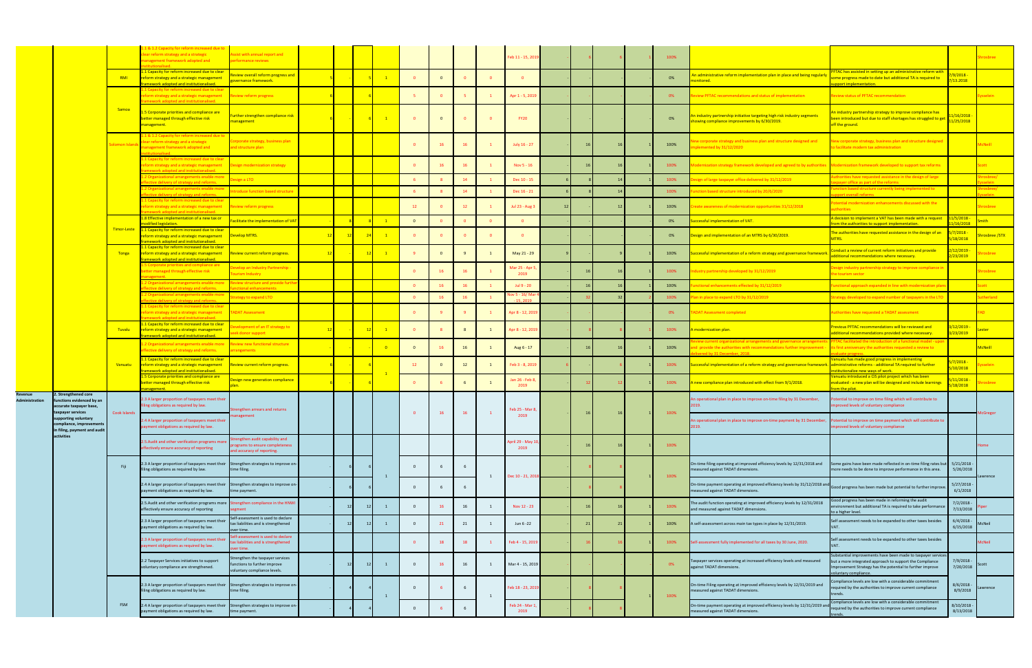| | | | | | | | | | | | | | | | | | | | | | | |
|---|---|---|---|---|---|---|---|---|---|---|---|---|---|---|---|---|---|---|---|---|---|---|
| | | | 1.1 & 1.2 Capacity for reform increased due to clear reform strategy and a strategic management framework adopted and institutionalised. | Assist with annual report and performance reviews. | | | | | | | | | Feb 11 - 15, 2019 | - | 6 | 6 | | 100% | | | | Shrosbree |
| | | RMI | 1.1 Capacity for reform increased due to clear reform strategy and a strategic management framework adopted and institutionalised. | Review overall reform progress and governance framework. | 5 | | 5 | 1 | 0 | 0 | 0 | 0 | 0 | - | | | | 0% | An administrative reform implementation plan in place and being regularly monitored. | PFTAC has assisted in setting up an administrative reform with some progress made to date but additional TA is required to support implementation. | 7/9/2018 - 7/13.2018 | |
| | | Samoa | 1.1 Capacity for reform increased due to clear reform strategy and a strategic management framework adopted and institutionalised. | Review reform progress | 6 | | 6 | | 5 | 0 | 5 | 1 | Apr 1 - 5, 2019 | | | | | 0% | Review PFTAC recommendations and status of implementation | Review status of PFTAC recommendation | | Eysselein |
| | | | 1.5 Corporate priorities and compliance are better managed through effective risk management. | Further strengthen compliance risk management | 6 | - | 6 | 1 | 0 | 0 | 0 | 0 | FY20 | - | | | | 0% | An industry partnership initiative targeting high risk industry segments showing compliance improvements by 6/30/2019. | An industry partnership strategy to improve compliance has been introduced but due to staff shortages has struggled to get off the ground. | 11/18/2018 - 11/25/2018 | |
| | | Solomon Islands | 1.1 & 1.2 Capacity for reform increased due to clear reform strategy and a strategic management framework adopted and institutionalised. | Corporate strategy, business plan and structure plan | | | | | 0 | 16 | 16 | 1 | July 16 - 27 | - | 16 | 16 | 1 | 100% | New corporate strategy and business plan and structure designed and implemented by 31/12/2020 | New corporate strategy, business plan and structure designed to facilitate modern tax administration | | McNeill |
| | | | 1.1 Capacity for reform increased due to clear reform strategy and a strategic management framework adopted and institutionalised. | Design modernization strategy | | | | | 0 | 16 | 16 | 1 | Nov 5 - 16 | - | 16 | 16 | 1 | 100% | Modernization strategy framework developed and agreed to by authorities | Modernization framework developed to support tax reforms | | Scott |
| | | | 1.2 Organizational arrangements enable more effective delivery of strategy and reforms. | Design a LTO | | | | | 6 | 8 | 14 | 1 | Dec 10 - 15 | 6 | 8 | 14 | 1 | 100% | Design of large taxpayer office delivered by 31/12/2019 | Authorities have requested assistance in the design of large taxpayer office as part of the reforms | | Shrosbree/ Eysselein |
| | | | 1.2 Organizational arrangements enable more effective delivery of strategy and reforms. | Introduce function based structure | | | | | 6 | 8 | 14 | 1 | Dec 16 - 21 | 6 | 8 | 14 | | 100% | Function based structure introduced by 20/6/2020 | Function based structure currently being implemented to support overall reforms | | Shrosbree/ Eysselein |
| | | | 1.1 Capacity for reform increased due to clear reform strategy and a strategic management framework adopted and institutionalised. | Review reform progress | | | | | 12 | 0 | 12 | 1 | Jul 23 - Aug 3 | 12 | | 12 | 1 | 100% | Create awareness of modernization opportunities 31/12/2018 | Potential modernization enhancements discussed with the authorities | | Shrosbree |
| | | Timor-Leste | 1.8 Effective implementation of a new tax or modified legislation. | Facilitate the implementation of VAT | | 8 | 8 | 1 | 0 | 0 | 0 | 0 | 0 | - | | | | 0% | Successful implementation of VAT. | A decision to implement a VAT has been made with a request from the authorities to support implementation. | 11/5/2018 - 11/16/2018 | Smith |
| | | | 1.1 Capacity for reform increased due to clear reform strategy and a strategic management framework adopted and institutionalised. | Develop MTRS. | 12 | 12 | 24 | 1 | 0 | 0 | 0 | 0 | 0 | - | | | | 0% | Design and implementation of an MTRS by 6/30/2019. | The authorities have requested assistance in the design of an MTRS. | 5/7/2018 - 5/18/2018 | Shrosbree /STX |
| | | Tonga | 1.1 Capacity for reform increased due to clear reform strategy and a strategic management framework adopted and institutionalised. | Review current reform progress. | 12 | - | 12 | 1 | 9 | 0 | 9 | 1 | May 21 - 29 | 9 | | 9 | 1 | 100% | Successful implementation of a reform strategy and governance framework. | Conduct a review of current reform initiatives and provide additional recommendations where necessary. | 2/12/2019 - 2/23/2019 | Shrosbree |
| | | | 1.5 Corporate priorities and compliance are better managed through effective risk management. | Develop an Industry Partnership - Tourism Industry | | | | | 0 | 16 | 16 | 1 | Mar 25 - Apr 5, 2019 | - | 16 | 16 | 1 | 100% | Industry partnership developed by 31/12/2019 | Design industry partnership strategy to improve compliance in the tourism sector | | Shrosbree |
| | | | 1.2 Organizational arrangements enable more effective delivery of strategy and reforms. | Review structure and provide further functional enhancements | | | | | 0 | 16 | 16 | 1 | Jul 9 - 20 | - | 16 | 16 | 1 | 100% | Functional enhancements effected by 31/12/2019 | Functional approach expanded in line with modernization plans | | Scott |
| | | | 1.2 Organizational arrangements enable more effective delivery of strategy and reforms. | Strategy to expand LTO | | | | | 0 | 16 | 16 | 1 | Nov 5 - 16/ Mar 4 - 15, 2019 | - | 32 | 32 | 2 | 100% | Plan in place to expand LTO by 31/12/2019 | Strategy developed to expand number of taxpayers in the LTO | | Sutherland |
| | | | 1.1 Capacity for reform increased due to clear reform strategy and a strategic management framework adopted and institutionalised. | TADAT Assessment | | | | | 0 | 9 | 9 | 1 | Apr 8 - 12, 2019 | | | | | 0% | TADAT Assessment completed | Authorities have requested a TADAT assessment | | FAD |
| | | Tuvalu | 1.1 Capacity for reform increased due to clear reform strategy and a strategic management framework adopted and institutionalised. | Development of an IT strategy to seek donor support | 12 | - | 12 | 1 | 0 | 8 | 8 | 1 | Apr 8 - 12, 2019 | - | 8 | 8 | 1 | 100% | A modernization plan. | Previous PFTAC recommendations will be reviewed and additional recommendations provided where necessary. | 3/12/2019 - 3/23/2019 | Lester |
| | | | 1.2 Organizational arrangements enable more effective delivery of strategy and reforms. | Review new functional structure arrangements. | | | | 0 | 0 | 16 | 16 | 1 | Aug 6 - 17 | - | 16 | 16 | 1 | 100% | Review current organizational arrangements and governance arrangements and provide the authorities with recommendations further improvement - delivered by 31 December, 2018. | PFTAC facilitated the introduction of a functional model - upon its first anniversary the authorities requested a review to evaluate progress. | | McNeill |
| | | Vanuatu | 1.1 Capacity for reform increased due to clear reform strategy and a strategic management framework adopted and institutionalised. | Review current reform progress. | 6 | - | 6 | 1 | 12 | 0 | 12 | 1 | Feb 3 - 8, 2019 | 6 | | 6 | 1 | 100% | Successful implementation of a reform strategy and governance framework. | Vanuatu has made good progress in implementing administrative reforms - additional TA required to further institutionalise new ways of work. | 5/7/2018 - 5/10/2018 | Eysselein |
| | | | 1.5 Corporate priorities and compliance are better managed through effective risk management. | Design new generation compliance plan. | 6 | - | 6 | | 0 | 6 | 6 | 1 | Jan 26 - Feb 8, 2019 | - | 12 | 12 | 1 | 100% | A new compliance plan introduced with effect from 9/1/2018. | Vanuatu introduced a CIS pilot project which has been evaluated - a new plan will be designed and include learnings from the pilot. | 5/11/2018 - 5/18/2018 | Shrosbree |
| Revenue Administration | 2. Strengthened core functions evidenced by an accurate taxpayer base, taxpayer services supporting voluntary compliance, improvements in filing, payment and audit activities | Cook Islands | 2.3 A larger proportion of taxpayers meet their filing obligations as required by law. | Strengthen arrears and returns management | | | | | 0 | 16 | 16 | 1 | Feb 25 - Mar 8, 2019 | - | 16 | 16 | 1 | 100% | An operational plan in place to improve on-time filing by 31 December, 2019. | Potential to improve on time filing which will contribute to improved levels of voluntary compliance | | McGregor |
| | | | 2.4 A larger proportion of taxpayers meet their payment obligations as required by law. | | | | | | | | | | | | | | | | An operational plan in place to improve on-time payment by 31 December, 2019. | Potential to improve on time payment which will contribute to improved levels of voluntary compliance | | |
| | | | 2.5 Audit and other verification programs more effectively ensure accuracy of reporting | Strengthen audit capability and programs to ensure completeness and accuracy of reporting. | | | | | | | | | April 29 - May 10, 2019 | - | 16 | 16 | 1 | 100% | | | | Home |
| | | Fiji | 2.3 A larger proportion of taxpayers meet their filing obligations as required by law. | Strengthen strategies to improve on-time filing. | - | 6 | 6 | 1 | 0 | 6 | 6 | 1 | Dec 10 - 21, 2018 | - | 8 | 8 | 1 | 100% | On-time filing operating at improved efficiency levels by 12/31/2018 and measured against TADAT dimensions. | Some gains have been made reflected in on-time filing rates but more needs to be done to improve performance in this area. | 5/21/2018 - 5/26/2018 | Lawrence |
| | | | 2.4 A larger proportion of taxpayers meet their payment obligations as required by law. | Strengthen strategies to improve on-time payment. | - | 6 | 6 | | 0 | 6 | 6 | | | - | 8 | 8 | | | On-time payment operating at improved efficiency levels by 31/12/2018 and measured against TADAT dimensions. | Good progress has been made but potential to further improve. | 5/27/2018 - 6/1/2018 | |
| | | | 2.5 Audit and other verification programs more effectively ensure accuracy of reporting | Strengthen compliance in the RMWI segment | - | 12 | 12 | 1 | 0 | 16 | 16 | 1 | Nov 12 - 23 | - | 16 | 16 | 1 | 100% | The audit function operating at improved efficiency levels by 12/31/2018 and measured against TADAT dimensions. | Good progress has been made in reforming the audit environment but additional TA is required to take performance to a higher level. | 7/2/2018 - 7/13/2018 | Piper |
| | | | 2.3 A larger proportion of taxpayers meet their payment obligations as required by law. | Self-assessment is used to declare tax liabilities and is strengthened over time. | - | 12 | 12 | 1 | 0 | 21 | 21 | 1 | Jun 6 - 22 | - | 21 | 21 | 1 | 100% | A self-assessment across main tax types in place by 12/31/2019. | Self assessment needs to be expanded to other taxes besides VAT. | 6/4/2018 - 6/15/2018 | McNeil |
| | | | 2.3 A larger proportion of taxpayers meet their payment obligations as required by law. | Self-assessment is used to declare tax liabilities and is strengthened over time. | | | | | 0 | 18 | 18 | 1 | Feb 4 - 15, 2019 | - | 16 | 16 | 1 | 100% | Self-assessment fully implemented for all taxes by 30 June, 2020. | Self assessment needs to be expanded to other taxes besides VAT. | | McNeil |
| | | | 2.2 Taxpayer Services initiatives to support voluntary compliance are strengthened. | Strengthen the taxpayer services functions to further improve voluntary compliance levels. | - | 12 | 12 | 1 | 0 | 16 | 16 | 1 | Mar 4 - 15, 2019 | - | | | | 0% | Taxpayer services operating at increased efficiency levels and measured against TADAT dimensions. | Substantial improvements have been made to taxpayer services but a more integrated approach to support the Compliance Improvement Strategy has the potential to further improve voluntary compliance. | 7/9/2018 - 7/20/2018 | Scott |
| | | FSM | 2.3 A larger proportion of taxpayers meet their filing obligations as required by law. | Strengthen strategies to improve on-time filing. | - | 4 | 4 | 1 | 0 | 6 | 6 | 1 | Feb 18 - 23, 2019 | - | 8 | 8 | 1 | 100% | On-time Filing operating at improved efficiency levels by 12/31/2019 and measured against TADAT dimensions. | Compliance levels are low with a considerable commitment required by the authorities to improve current compliance trends. | 8/6/2018 - 8/9/2018 | Lawrence |
| | | | 2.4 A larger proportion of taxpayers meet their payment obligations as required by law. | Strengthen strategies to improve on-time payment. | - | 4 | 4 | | 0 | 6 | 6 | | Feb 24 - Mar 1, 2019 | - | 8 | 8 | | | On-time payment operating at improved efficiency levels by 12/31/2019 and measured against TADAT dimensions. | Compliance levels are low with a considerable commitment required by the authorities to improve current compliance trends. | 8/10/2018 - 8/13/2018 | |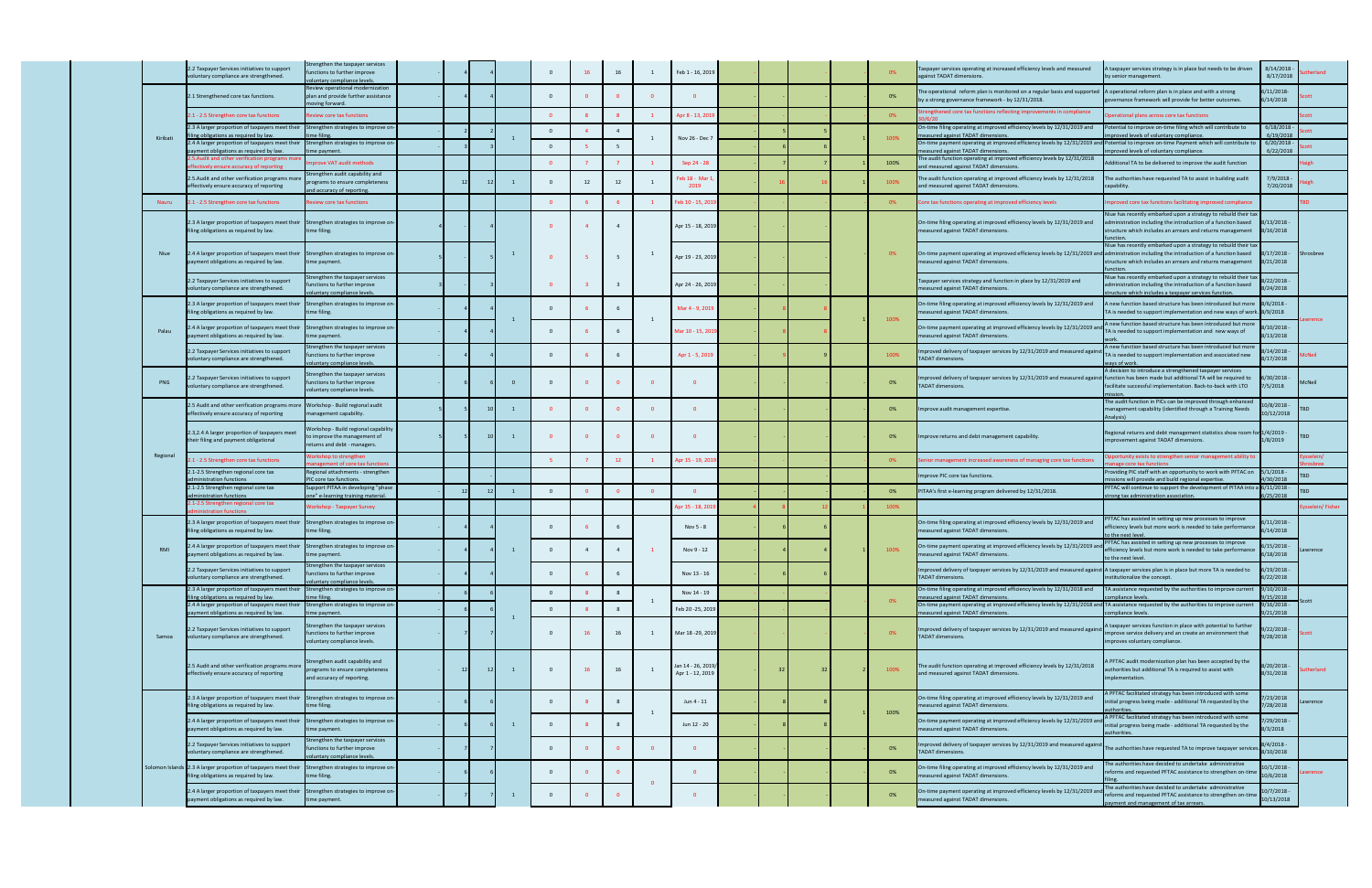| | | | | | | | | | | | | | | | | | | | |
|---|---|---|---|---|---|---|---|---|---|---|---|---|---|---|---|---|---|---|---|
| | 2.2 Taxpayer Services initiatives to support voluntary compliance are strengthened. | Strengthen the taxpayer services functions to further improve voluntary compliance levels. | - | 4 | 4 | | 0 | 16 | 16 | 1 | Feb 1 - 16, 2019 | - | - | - | | 0% | Taxpayer services operating at increased efficiency levels and measured against TADAT dimensions. | A taxpayer services strategy is in place but needs to be driven by senior management. | 8/14/2018 - 8/17/2018 | Sutherland |
| Kiribati | 2.1 Strengthened core tax functions. | Review operational modernization plan and provide further assistance moving forward. | - | 4 | 4 | | 0 | 0 | 0 | 0 | 0 | - | - | - | | 0% | The operational reform plan is monitored on a regular basis and supported by a strong governance framework - by 12/31/2018. | A operational reform plan is in place and with a strong governance framework will provide for better outcomes. | 6/11/2018 - 6/14/2018 | Scott |
| | 2.1 - 2.5 Strengthen core tax functions | Review core tax functions | | | | | 0 | 8 | 8 | 1 | Apr 8 - 13, 2019 | - | - | - | | 0% | Strengthened core tax functions reflecting improvements in compliance 30/6/20 | Operational plans across core tax functions | | Scott |
| | 2.3 A larger proportion of taxpayers meet their filing obligations as required by law. | Strengthen strategies to improve on-time filing. | - | 2 | 2 | 1 | 0 | 4 | 4 | 1 | Nov 26 - Dec 7 | - | 5 | 5 | 1 | 100% | On-time filing operating at improved efficiency levels by 12/31/2019 and measured against TADAT dimensions. | Potential to improve on-time filing which will contribute to improved levels of voluntary compliance. | 6/18/2018 - 6/19/2018 | Scott |
| | 2.4 A larger proportion of taxpayers meet their payment obligations as required by law. | Strengthen strategies to improve on-time payment. | - | 3 | 3 | | 0 | 5 | 5 | | | - | 6 | 6 | | | On-time payment operating at improved efficiency levels by 12/31/2019 and measured against TADAT dimensions. | Potential to improve on-time Payment which will contribute to improved levels of voluntary compliance. | 6/20/2018 - 6/22/2018 | Scott |
| | 2.5 Audit and other verification programs more effectively ensure accuracy of reporting | Improve VAT audit methods | | | | | 0 | 7 | 7 | 1 | Sep 24 - 28 | - | 7 | 7 | 1 | 100% | The audit function operating at improved efficiency levels by 12/31/2018 and measured against TADAT dimensions. | Additional TA to be delivered to improve the audit function | | Haigh |
| | 2.5 Audit and other verification programs more effectively ensure accuracy of reporting | Strengthen audit capability and programs to ensure completeness and accuracy of reporting. | - | 12 | 12 | 1 | 0 | 12 | 12 | 1 | Feb 18 - Mar 1, 2019 | - | 16 | 16 | 1 | 100% | The audit function operating at improved efficiency levels by 12/31/2018 and measured against TADAT dimensions. | The authorities have requested TA to assist in building audit capability. | 7/9/2018 - 7/20/2018 | Haigh |
| Nauru | 2.1 - 2.5 Strengthen core tax functions | Review core tax functions | | | | | 0 | 6 | 6 | 1 | Feb 10 - 15, 2019 | - | - | - | | 0% | Core tax functions operating at improved efficiency levels | Improved core tax functions facilitating improved compliance | | TBD |
| Niue | 2.3 A larger proportion of taxpayers meet their filing obligations as required by law. | Strengthen strategies to improve on-time filing. | 4 | - | 4 | 1 | 0 | 4 | 4 | 1 | Apr 15 - 18, 2019 | - | - | - | | 0% | On-time filing operating at improved efficiency levels by 12/31/2019 and measured against TADAT dimensions. | Niue has recently embarked upon a strategy to rebuild their tax administration including the introduction of a function based structure which includes an arrears and returns management function. | 8/13/2018 - 8/16/2018 | Shrosbree |
| | 2.4 A larger proportion of taxpayers meet their payment obligations as required by law. | Strengthen strategies to improve on-time payment. | 5 | - | 5 | | 0 | 5 | 5 | | Apr 19 - 23, 2019 | - | - | - | | | On-time payment operating at improved efficiency levels by 12/31/2019 and measured against TADAT dimensions. | Niue has recently embarked upon a strategy to rebuild their tax administration including the introduction of a function based structure which includes an arrears and returns management function. | 8/17/2018 - 8/21/2018 | |
| | 2.2 Taxpayer Services initiatives to support voluntary compliance are strengthened. | Strengthen the taxpayer services functions to further improve voluntary compliance levels. | 3 | - | 3 | | 0 | 3 | 3 | | Apr 24 - 26, 2019 | - | - | - | | | Taxpayer services strategy and function in place by 12/31/2019 and measured against TADAT dimensions. | Niue has recently embarked upon a strategy to rebuild their tax administration including the introduction of a function based structure which includes a taxpayer services function. | 8/22/2018 - 8/24/2018 | |
| Palau | 2.3 A larger proportion of taxpayers meet their filing obligations as required by law. | Strengthen strategies to improve on-time filing. | - | 4 | 4 | 1 | 0 | 6 | 6 | 1 | Mar 4 - 9, 2019 | - | 8 | 8 | 1 | 100% | On-time filing operating at improved efficiency levels by 12/31/2019 and measured against TADAT dimensions. | A new function based structure has been introduced but more TA is needed to support implementation and new ways of work. | 8/6/2018 - 8/9/2018 | Lawrence |
| | 2.4 A larger proportion of taxpayers meet their payment obligations as required by law. | Strengthen strategies to improve on-time payment. | - | 4 | 4 | | 0 | 6 | 6 | | Mar 10 - 15, 2019 | - | 8 | 8 | | | On-time payment operating at improved efficiency levels by 12/31/2019 and measured against TADAT dimensions. | A new function based structure has been introduced but more TA is needed to support implementation and new ways of work. | 8/10/2018 - 8/13/2018 | |
| | 2.2 Taxpayer Services initiatives to support voluntary compliance are strengthened. | Strengthen the taxpayer services functions to further improve voluntary compliance levels. | - | 4 | 4 | | 0 | 6 | 6 | | Apr 1 - 5, 2019 | - | 9 | 9 | | 100% | Improved delivery of taxpayer services by 12/31/2019 and measured against TADAT dimensions. | A new function based structure has been introduced but more TA is needed to support implementation and associated new ways of work. | 8/14/2018 - 8/17/2018 | McNeil |
| PNG | 2.2 Taxpayer Services initiatives to support voluntary compliance are strengthened. | Strengthen the taxpayer services functions to further improve voluntary compliance levels. | - | 6 | 6 | 0 | 0 | 0 | 0 | 0 | 0 | - | - | - | | 0% | Improved delivery of taxpayer services by 12/31/2019 and measured against TADAT dimensions. | A decision to introduce a strengthened taxpayer services function has been made but additional TA will be required to facilitate successful implementation. Back-to-back with LTO mission. | 6/30/2018 - 7/5/2018 | McNeil |
| Regional | 2.5 Audit and other verification programs more effectively ensure accuracy of reporting | Workshop - Build regional audit management capability. | 5 | 5 | 10 | 1 | 0 | 0 | 0 | 0 | 0 | - | - | - | | 0% | Improve audit management expertise. | The audit function in PICs can be improved through enhanced management capability (identified through a Training Needs Analysis) | 10/8/2018 - 10/12/2018 | TBD |
| | 2.3,2.4 A larger proportion of taxpayers meet their filing and payment obligational | Workshop - Build regional capability to improve the management of returns and debt - managers. | 5 | 5 | 10 | 1 | 0 | 0 | 0 | 0 | 0 | - | - | - | | 0% | Improve returns and debt management capability. | Regional returns and debt management statistics show room for improvement against TADAT dimensions. | 1/4/2019 - 1/8/2019 | TBD |
| | 2.1 - 2.5 Strengthen core tax functions | Workshop to strengthen management of core tax functions | | | | | 5 | 7 | 12 | 1 | Apr 15 - 19, 2019 | - | - | - | | 0% | Senior management increased awareness of managing core tax functions | Opportunity exists to strengthen senior management ability to manage core tax functions | | Eysselein/ Shrosbree |
| | 2.1-2.5 Strengthen regional core tax administration functions | Regional attachments - strengthen PIC core tax functions. | | | | | | | | | | | | | | | Improve PIC core tax functions. | Providing PIC staff with an opportunity to work with PFTAC on missions will provide and build regional expertise. | 5/1/2018 - 4/30/2018 | TBD |
| | 2.1-2.5 Strengthen regional core tax administration functions | Support PITAA in developing "phase one" e-learning training material. | - | 12 | 12 | 1 | 0 | 0 | 0 | 0 | 0 | - | - | - | | 0% | PITAA's first e-learning program delivered by 12/31/2018. | PFTAC will continue to support the development of PITAA into a strong tax administration association. | 6/11/2018 - 6/25/2018 | TBD |
| | 2.1-2.5 Strengthen regional core tax administration functions | Workshop - Taxpayer Survey | | | | | | | | | Apr 15 - 18, 2019 | 4 | 8 | 12 | 1 | 100% | | | | Eysselein/ Fisher |
| RMI | 2.3 A larger proportion of taxpayers meet their filing obligations as required by law. | Strengthen strategies to improve on-time filing. | - | 4 | 4 | 1 | 0 | 6 | 6 | 1 | Nov 5 - 8 | - | 6 | 6 | 1 | 100% | On-time filing operating at improved efficiency levels by 12/31/2019 and measured against TADAT dimensions. | PFTAC has assisted in setting up new processes to improve efficiency levels but more work is needed to take performance to the next level. | 6/11/2018 - 6/14/2018 | Lawrence |
| | 2.4 A larger proportion of taxpayers meet their payment obligations as required by law. | Strengthen strategies to improve on-time payment. | - | 4 | 4 | | 0 | 4 | 4 | | Nov 9 - 12 | - | 4 | 4 | | | On-time payment operating at improved efficiency levels by 12/31/2019 and measured against TADAT dimensions. | PFTAC has assisted in setting up new processes to improve efficiency levels but more work is needed to take performance to the next level. | 6/15/2018 - 6/18/2018 | |
| | 2.2 Taxpayer Services initiatives to support voluntary compliance are strengthened. | Strengthen the taxpayer services functions to further improve voluntary compliance levels. | - | 4 | 4 | | 0 | 6 | 6 | | Nov 13 - 16 | - | 6 | 6 | | | Improved delivery of taxpayer services by 12/31/2019 and measured against TADAT dimensions. | A taxpayer services plan is in place but more TA is needed to institutionalize the concept. | 6/19/2018 - 6/22/2018 | |
| Samoa | 2.3 A larger proportion of taxpayers meet their filing obligations as required by law. | Strengthen strategies to improve on-time filing. | - | 6 | 6 | 1 | 0 | 8 | 8 | 1 | Nov 14 - 19 | - | - | - | | 0% | On-time filing operating at improved efficiency levels by 12/31/2018 and measured against TADAT dimensions. | TA assistance requested by the authorities to improve current compliance levels. | 9/10/2018 - 9/15/2018 | Scott |
| | 2.4 A larger proportion of taxpayers meet their payment obligations as required by law. | Strengthen strategies to improve on-time payment. | - | 6 | 6 | | 0 | 8 | 8 | | Feb 20 - 25, 2019 | - | - | - | | | On-time payment operating at improved efficiency levels by 12/31/2018 and measured against TADAT dimensions. | TA assistance requested by the authorities to improve current compliance levels. | 9/16/2018 - 9/21/2018 | |
| | 2.2 Taxpayer Services initiatives to support voluntary compliance are strengthened. | Strengthen the taxpayer services functions to further improve voluntary compliance levels. | - | 7 | 7 | | 0 | 16 | 16 | 1 | Mar 18 - 29, 2019 | - | - | - | | 0% | Improved delivery of taxpayer services by 12/31/2019 and measured against TADAT dimensions. | A taxpayer services function in place with potential to further improve service delivery and an create an environment that improves voluntary compliance. | 9/22/2018 - 9/28/2018 | Scott |
| | 2.5 Audit and other verification programs more effectively ensure accuracy of reporting | Strengthen audit capability and programs to ensure completeness and accuracy of reporting. | - | 12 | 12 | 1 | 0 | 16 | 16 | 1 | Jan 14 - 26, 2019/ Apr 1 - 12, 2019 | - | 32 | 32 | 2 | 100% | The audit function operating at improved efficiency levels by 12/31/2018 and measured against TADAT dimensions. | A PFTAC audit modernization plan has been accepted by the authorities but additional TA is required to assist with implementation. | 8/20/2018 - 8/31/2018 | Sutherland |
| Solomon Islands | 2.3 A larger proportion of taxpayers meet their filing obligations as required by law. | Strengthen strategies to improve on-time filing. | - | 6 | 6 | 1 | 0 | 8 | 8 | 1 | Jun 4 - 11 | - | 8 | 8 | 1 | 100% | On-time filing operating at improved efficiency levels by 12/31/2019 and measured against TADAT dimensions. | A PFTAC facilitated strategy has been introduced with some initial progress being made - additional TA requested by the authorities. | 7/23/2018 - 7/28/2018 | Lawrence |
| | 2.4 A larger proportion of taxpayers meet their payment obligations as required by law. | Strengthen strategies to improve on-time payment. | - | 6 | 6 | | 0 | 8 | 8 | | Jun 12 - 20 | - | 8 | 8 | | | On-time payment operating at improved efficiency levels by 12/31/2019 and measured against TADAT dimensions. | A PFTAC facilitated strategy has been introduced with some initial progress being made - additional TA requested by the authorities. | 7/29/2018 - 8/3/2018 | |
| | 2.2 Taxpayer Services initiatives to support voluntary compliance are strengthened. | Strengthen the taxpayer services functions to further improve voluntary compliance levels. | - | 7 | 7 | | 0 | 0 | 0 | 0 | 0 | - | - | - | | 0% | Improved delivery of taxpayer services by 12/31/2019 and measured against TADAT dimensions. | The authorities have requested TA to improve taxpayer services | 8/4/2018 - 8/10/2018 | |
| | 2.3 A larger proportion of taxpayers meet their filing obligations as required by law. | Strengthen strategies to improve on-time filing. | - | 6 | 6 | | 0 | 0 | 0 | 0 | 0 | - | - | - | | 0% | On-time filing operating at improved efficiency levels by 12/31/2019 and measured against TADAT dimensions. | The authorities have decided to undertake administrative reforms and requested PFTAC assistance to strengthen on-time filing. | 10/1/2018 - 10/6/2018 | Lawrence |
| | 2.4 A larger proportion of taxpayers meet their payment obligations as required by law. | Strengthen strategies to improve on-time payment. | - | 7 | 7 | 1 | 0 | 0 | 0 | | 0 | - | - | - | | 0% | On-time payment operating at improved efficiency levels by 12/31/2019 and measured against TADAT dimensions. | The authorities have decided to undertake administrative reforms and requested PFTAC assistance to strengthen on-time payment and management of tax arrears. | 10/7/2018 - 10/13/2018 | |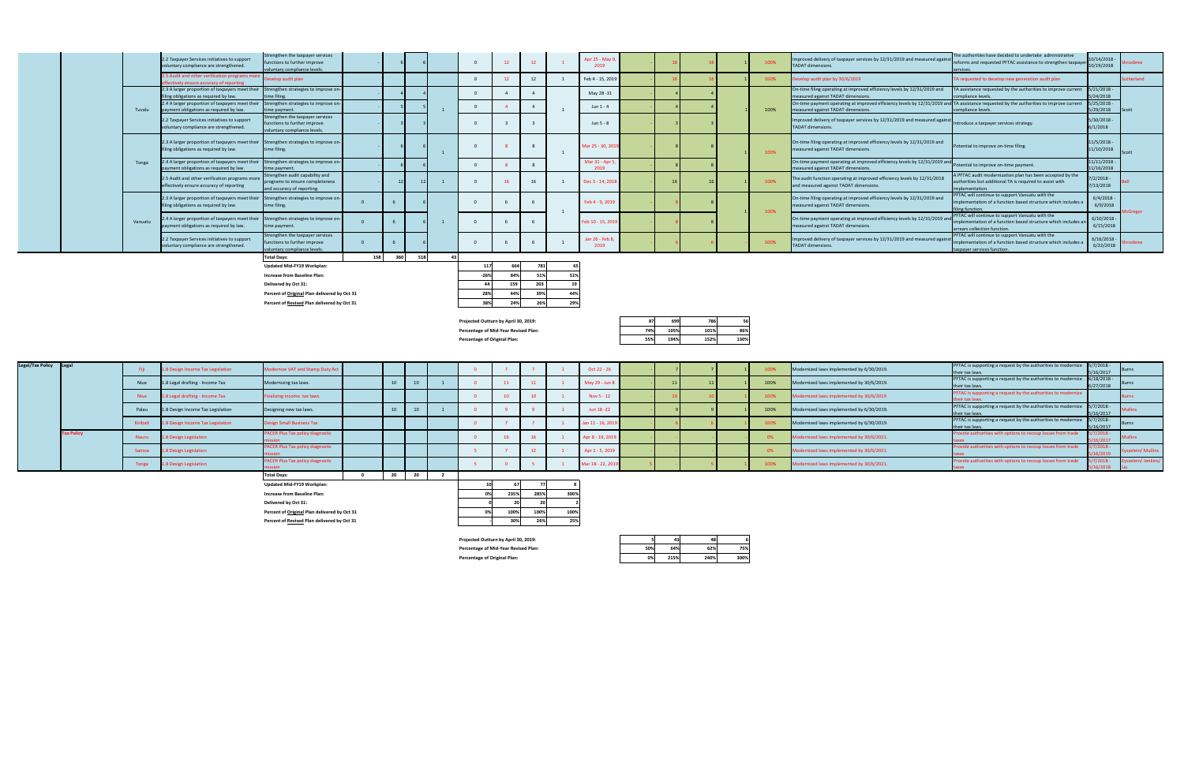| | | | | | | | | | | | | | | | | | | | | | | |
|---|---|---|---|---|---|---|---|---|---|---|---|---|---|---|---|---|---|---|---|---|---|---|
| | | | 2.2 Taxpayer Services initiatives to support voluntary compliance are strengthened. | Strengthen the taxpayer services functions to further improve voluntary compliance levels. | | - | 6 | 6 | | 0 | 12 | 12 | 1 | Apr 25 - May 9, 2019 | - | 16 | 16 | 1 | 100% | Improved delivery of taxpayer services by 12/31/2019 and measured against TADAT dimensions. | The authorities have decided to undertake administrative reforms and requested PFTAC assistance to strengthen taxpayer services. | 10/14/2018 - 10/19/2018 | Shrosbree |
| | | | 2.5 Audit and other verification programs more effectively ensure accuracy of reporting | Develop audit plan | | | | | | 0 | 12 | 12 | 1 | Feb 4 - 15, 2019 | - | 16 | 16 | 1 | 100% | Develop audit plan by 30/6/2019 | TA requested to develop new generation audit plan | | Sutherland |
| | | Tuvalu | 2.3 A larger proportion of taxpayers meet their filing obligations as required by law. | Strengthen strategies to improve on-time filing. | | - | 4 | 4 | 1 | 0 | 4 | 4 | 1 | May 28 -31 | - | 4 | 4 | 1 | 100% | On-time filing operating at improved efficiency levels by 12/31/2019 and measured against TADAT dimensions. | TA assistance requested by the authorities to improve current compliance levels. | 5/21/2018 - 5/24/2018 | Scott |
| | | | 2.4 A larger proportion of taxpayers meet their payment obligations as required by law. | Strengthen strategies to improve on-time payment. | | - | 5 | 5 | | 0 | 4 | 4 | | Jun 1 - 4 | - | 4 | 4 | | | On-time payment operating at improved efficiency levels by 12/31/2019 and measured against TADAT dimensions. | TA assistance requested by the authorities to improve current compliance levels. | 5/25/2018 - 5/29/2018 | |
| | | | 2.2 Taxpayer Services initiatives to support voluntary compliance are strengthened. | Strengthen the taxpayer services functions to further improve voluntary compliance levels. | | - | 3 | 3 | | 0 | 3 | 3 | | Jun 5 - 8 | - | 3 | 3 | | | Improved delivery of taxpayer services by 12/31/2019 and measured against TADAT dimensions. | Introduce a taxpayer services strategy. | 5/30/2018 - 6/1/2018 | |
| | | Tonga | 2.3 A larger proportion of taxpayers meet their filing obligations as required by law. | Strengthen strategies to improve on-time filing. | | - | 6 | 6 | 1 | 0 | 8 | 8 | 1 | Mar 25 - 30, 2019 | - | 8 | 8 | 1 | 100% | On-time filing operating at improved efficiency levels by 12/31/2019 and measured against TADAT dimensions. | Potential to improve on-time filing. | 11/5/2018 - 11/10/2018 | Scott |
| | | | 2.4 A larger proportion of taxpayers meet their payment obligations as required by law. | Strengthen strategies to improve on-time payment. | | - | 6 | 6 | | 0 | 8 | 8 | | Mar 31 - Apr 5, 2019 | - | 8 | 8 | | | On-time payment operating at improved efficiency levels by 12/31/2019 and measured against TADAT dimensions. | Potential to improve on-time payment. | 11/11/2018 - 11/16/2018 | |
| | | | 2.5 Audit and other verification programs more effectively ensure accuracy of reporting | Strengthen audit capability and programs to ensure completeness and accuracy of reporting. | | - | 12 | 12 | 1 | 0 | 16 | 16 | 1 | Dec 3 - 14, 2018 | 16 | | 16 | 1 | 100% | The audit function operating at improved efficiency levels by 12/31/2018 and measured against TADAT dimensions. | A PFTAC audit modernization plan has been accepted by the authorities but additional TA is required to assist with implementation. | 7/2/2018 - 7/13/2018 | Bell |
| | | Vanuatu | 2.3 A larger proportion of taxpayers meet their filing obligations as required by law. | Strengthen strategies to improve on-time filing. | 0 | 6 | | 6 | 1 | 0 | 6 | 6 | 1 | Feb 4 - 9, 2019 | - | 8 | 8 | 1 | 100% | On-time filing operating at improved efficiency levels by 12/31/2019 and measured against TADAT dimensions. | PFTAC will continue to support Vanuatu with the implementation of a function based structure which includes a filing function. | 6/4/2018 - 6/9/2018 | McGregor |
| | | | 2.4 A larger proportion of taxpayers meet their payment obligations as required by law. | Strengthen strategies to improve on-time payment. | 0 | 6 | | 6 | | 0 | 6 | 6 | | Feb 10 - 15, 2019 | - | 8 | 8 | | | On-time payment operating at improved efficiency levels by 12/31/2019 and measured against TADAT dimensions. | PFTAC will continue to support Vanuatu with the implementation of a function based structure which includes an arrears collection function. | 6/10/2018 - 6/15/2018 | |
| | | | 2.2 Taxpayer Services initiatives to support voluntary compliance are strengthened. | Strengthen the taxpayer services functions to further improve voluntary compliance levels. | 0 | 6 | | 6 | | 0 | 6 | 6 | 1 | Jan 26 - Feb 8, 2019 | - | 6 | 6 | 1 | 100% | Improved delivery of taxpayer services by 12/31/2019 and measured against TADAT dimensions. | PFTAC will continue to support Vanuatu with the implementation of a function based structure which includes a taxpayer services function. | 4/16/2018 - 6/22/2018 | Shrosbree |
| | | | | **Total Days:** | 158 | 360 | 518 | 43 | | | | | | | | | | | | | | | |
| | | | | **Updated Mid-FY19 Workplan:** | | | | | | 117 | 664 | 781 | 65 | | | | | | | | | | |
| | | | | **Increase from Baseline Plan:** | | | | | | -26% | 84% | 51% | 51% | | | | | | | | | | |
| | | | | **Delivered by Oct 31:** | | | | | | 44 | 159 | 203 | 19 | | | | | | | | | | |
| | | | | **Percent of Original Plan delivered by Oct 31** | | | | | | 28% | 44% | 39% | 44% | | | | | | | | | | |
| | | | | **Percent of Revised Plan delivered by Oct 31** | | | | | | 38% | 24% | 26% | 29% | | | | | | | | | | |
| | | | | | | | | | | **Projected Outturn by April 30, 2019:** | | | | | 87 | 699 | 786 | 56 | | | | | |
| | | | | | | | | | | **Percentage of Mid-Year Revised Plan:** | | | | | 74% | 105% | 101% | 86% | | | | | |
| | | | | | | | | | | **Percentage of Original Plan:** | | | | | 55% | 194% | 152% | 130% | | | | | |

| | | | | | | | | | | | | | | | | | | | | | | | |
|---|---|---|---|---|---|---|---|---|---|---|---|---|---|---|---|---|---|---|---|---|---|---|---|
| Legal/Tax Policy | Legal | Fiji | 1.8 Design Income Tax Legislation | Modernize VAT and Stamp Duty Act | | | | | 0 | 7 | 7 | 1 | Oct 22 - 26 | - | 7 | 7 | 1 | 100% | Modernized laws implemented by 6/30/2019. | PFTAC is supporting a request by the authorities to modernize their tax laws. | 5/7/2018 - 5/16/2017 | Burns |
| | | Niue | 1.8 Legal drafting - Income Tax | Modernizing tax laws. | | 10 | 10 | 1 | 0 | 11 | 11 | 1 | May 29 - Jun 8 | - | 11 | 11 | 1 | 100% | Modernized laws implemented by 30/6/2019. | PFTAC is supporting a request by the authorities to modernize their tax laws. | 6/18/2018 - 6/27/2018 | Burns |
| | | Niue | 1.8 Legal drafting - Income Tax | Finalizing income tax laws. | | | | | 0 | 10 | 10 | 1 | Nov 5 - 12 | - | 10 | 10 | 1 | 100% | Modernized laws implemented by 30/6/2019 | PFTAC is supporting a request by the authorities to modernize their tax laws. | | Burns |
| | | Palau | 1.8 Design Income Tax Legislation | Designing new tax laws. | | 10 | 10 | 1 | 0 | 9 | 9 | 1 | Jun 18 -22 | - | 9 | 9 | 1 | 100% | Modernized laws implemented by 6/30/2019. | PFTAC is supporting a request by the authorities to modernize their tax laws. | 5/7/2018 - 5/16/2017 | Mullins |
| | | Kiribati | 1.8 Design Income Tax Legislation | Design Small Business Tax | | | | | 0 | 7 | 7 | 1 | Jan 11 - 16, 2019 | - | 6 | 6 | 1 | 100% | Modernized laws implemented by 6/30/2019. | PFTAC is supporting a request by the authorities to modernize their tax laws. | 5/7/2018 - 5/16/2017 | Burns |
| | Tax Policy | Nauru | 1.8 Design Legislation | PACER Plus Tax policy diagnostic mission | | | | | 0 | 16 | 16 | 1 | Apr 8 - 19, 2019 | - | - | - | | 0% | Modernized laws implemented by 30/6/2021. | Provide authorities with options to recoup losses from trade taxes | 5/7/2018 - 5/16/2017 | Mullins |
| | | Samoa | 1.8 Design Legislation | PACER Plus Tax policy diagnostic mission | | | | | 5 | 7 | 12 | 1 | Apr 1 - 5, 2019 | - | - | - | | 0% | Modernized laws implemented by 30/6/2021. | Provide authorities with options to recoup losses from trade taxes | 5/7/2018 - 5/16/2019 | Eysselein/ Mullins |
| | | Tonga | 1.8 Design Legislation | PACER Plus Tax policy diagnostic mission | | | | | 5 | 0 | 5 | 1 | Mar 18 - 22, 2019 | 5 | | 5 | 1 | 100% | Modernized laws implemented by 30/6/2021. | Provide authorities with options to recoup losses from trade taxes | 5/7/2018 - 5/16/2018 | Eysselein/ Jenkins/ Liu |
| | | | | **Total Days:** | 0 | 20 | 20 | 2 | | | | | | | | | | | | | | |
| | | | | **Updated Mid-FY19 Workplan:** | | | | | 10 | 67 | 77 | 8 | | | | | | | | | | |
| | | | | **Increase from Baseline Plan:** | | | | | 0% | 235% | 285% | 300% | | | | | | | | | | |
| | | | | **Delivered by Oct 31:** | | | | | 0 | 20 | 20 | 2 | | | | | | | | | | |
| | | | | **Percent of Original Plan delivered by Oct 31** | | | | | 0% | 100% | 100% | 100% | | | | | | | | | | |
| | | | | **Percent of Revised Plan delivered by Oct 31** | | | | | - | 30% | 26% | 25% | | | | | | | | | | |
| | | | | | | | | | **Projected Outturn by April 30, 2019:** | | | | | 5 | 43 | 48 | 6 | | | | | |
| | | | | | | | | | **Percentage of Mid-Year Revised Plan:** | | | | | 50% | 64% | 62% | 75% | | | | | |
| | | | | | | | | | **Percentage of Original Plan:** | | | | | 0% | 215% | 240% | 300% | | | | | |